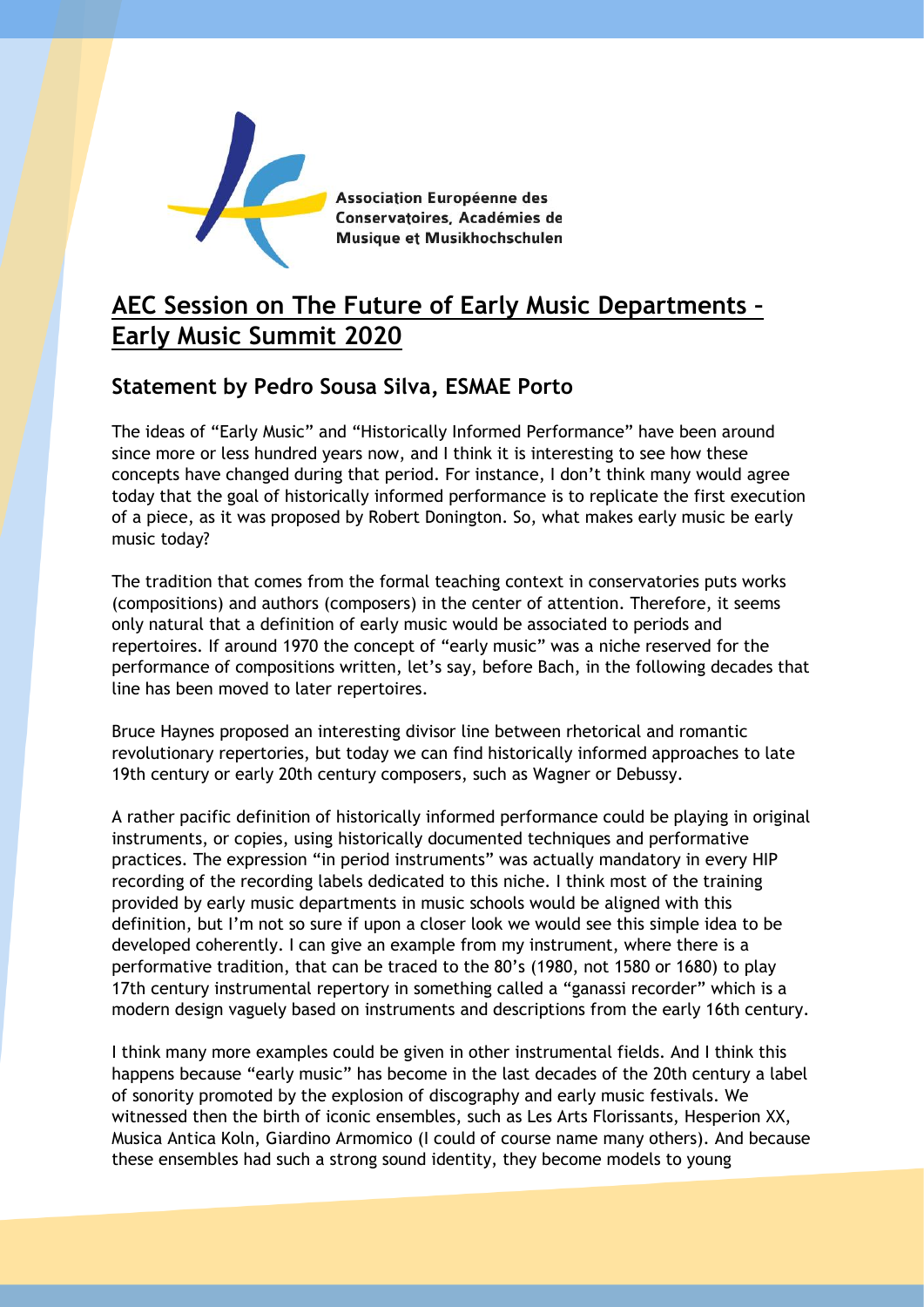Association Européenne des Conservatoires, Académies de Musique et Musikhochschulen

# AEC Session on The Future of Early Music Departments – Early Music Summit 2020

## Statement by Pedro Sousa Silva, ESMAE Porto

The ideas of "Early Music" and "Historically Informed Performance" have been around since more or less hundred years now, and I think it is interesting to see how these concepts have changed during that period. For instance, I don't think many would agree today that the goal of historically informed performance is to replicate the first execution of a piece, as it was proposed by Robert Donington. So, what makes early music be early music today?

The tradition that comes from the formal teaching context in conservatories puts works (compositions) and authors (composers) in the center of attention. Therefore, it seems only natural that a definition of early music would be associated to periods and repertoires. If around 1970 the concept of "early music" was a niche reserved for the performance of compositions written, let's say, before Bach, in the following decades that line has been moved to later repertoires.

Bruce Haynes proposed an interesting divisor line between rhetorical and romantic revolutionary repertories, but today we can find historically informed approaches to late 19th century or early 20th century composers, such as Wagner or Debussy.

A rather pacific definition of historically informed performance could be playing in original instruments, or copies, using historically documented techniques and performative practices. The expression "in period instruments" was actually mandatory in every HIP recording of the recording labels dedicated to this niche. I think most of the training provided by early music departments in music schools would be aligned with this definition, but I'm not so sure if upon a closer look we would see this simple idea to be developed coherently. I can give an example from my instrument, where there is a performative tradition, that can be traced to the 80's (1980, not 1580 or 1680) to play 17th century instrumental repertory in something called a "ganassi recorder" which is a modern design vaguely based on instruments and descriptions from the early 16th century.

I think many more examples could be given in other instrumental fields. And I think this happens because "early music" has become in the last decades of the 20th century a label of sonority promoted by the explosion of discography and early music festivals. We witnessed then the birth of iconic ensembles, such as Les Arts Florissants, Hesperion XX, Musica Antica Koln, Giardino Armomico (I could of course name many others). And because these ensembles had such a strong sound identity, they become models to young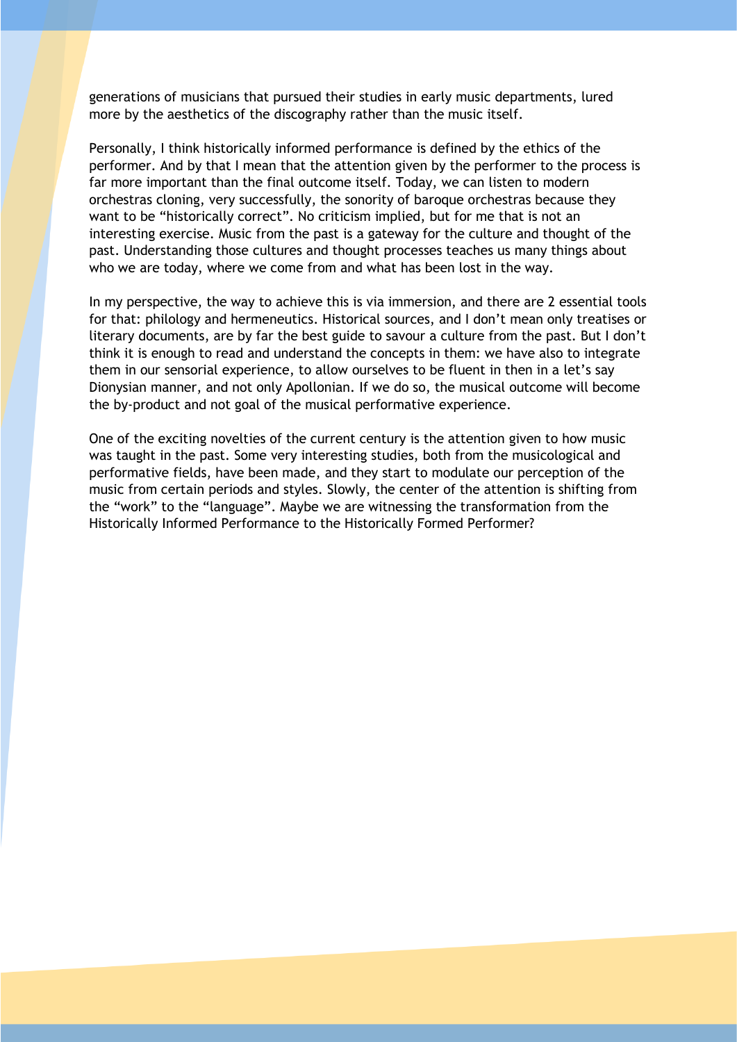generations of musicians that pursued their studies in early music departments, lured more by the aesthetics of the discography rather than the music itself.

Personally, I think historically informed performance is defined by the ethics of the performer. And by that I mean that the attention given by the performer to the process is far more important than the final outcome itself. Today, we can listen to modern orchestras cloning, very successfully, the sonority of baroque orchestras because they want to be "historically correct". No criticism implied, but for me that is not an interesting exercise. Music from the past is a gateway for the culture and thought of the past. Understanding those cultures and thought processes teaches us many things about who we are today, where we come from and what has been lost in the way.

In my perspective, the way to achieve this is via immersion, and there are 2 essential tools for that: philology and hermeneutics. Historical sources, and I don't mean only treatises or literary documents, are by far the best guide to savour a culture from the past. But I don't think it is enough to read and understand the concepts in them: we have also to integrate them in our sensorial experience, to allow ourselves to be fluent in then in a let's say Dionysian manner, and not only Apollonian. If we do so, the musical outcome will become the by-product and not goal of the musical performative experience.

One of the exciting novelties of the current century is the attention given to how music was taught in the past. Some very interesting studies, both from the musicological and performative fields, have been made, and they start to modulate our perception of the music from certain periods and styles. Slowly, the center of the attention is shifting from the "work" to the "language". Maybe we are witnessing the transformation from the Historically Informed Performance to the Historically Formed Performer?